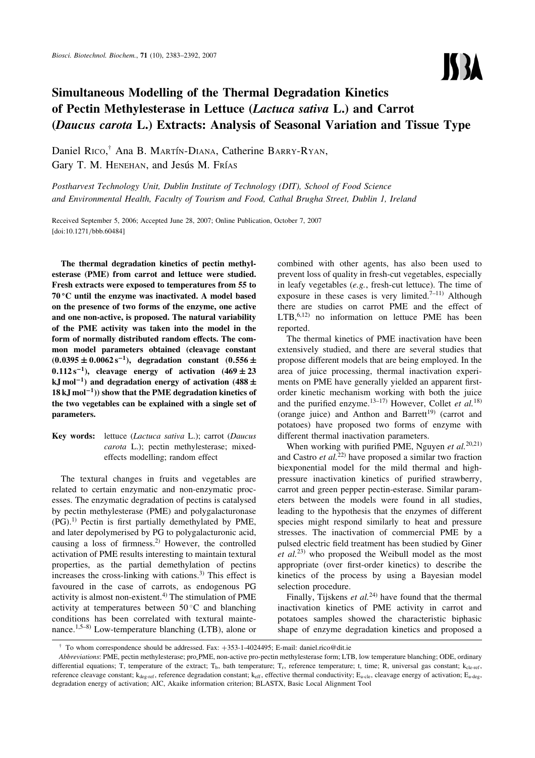# Simultaneous Modelling of the Thermal Degradation Kinetics of Pectin Methylesterase in Lettuce (*Lactuca sativa* L.) and Carrot (*Daucus carota* L.) Extracts: Analysis of Seasonal Variation and Tissue Type

Daniel RICO,[†] Ana B. MARTÍN-DIANA, Catherine BARRY-RYAN, Gary T. M. HENEHAN, and Jesús M. FRÍAS

*Postharvest Technology Unit, Dublin Institute of Technology (DIT), School of Food Science and Environmental Health, Faculty of Tourism and Food, Cathal Brugha Street, Dublin 1, Ireland*

Received September 5, 2006; Accepted June 28, 2007; Online Publication, October 7, 2007
[doi:10.1271/bbb.60484]

**The thermal degradation kinetics of pectin methylesterase (PME) from carrot and lettuce were studied. Fresh extracts were exposed to temperatures from 55 to 70 °C until the enzyme was inactivated. A model based on the presence of two forms of the enzyme, one active and one non-active, is proposed. The natural variability of the PME activity was taken into the model in the form of normally distributed random effects. The common model parameters obtained (cleavage constant ($0.0395 \pm 0.0062\,s^{-1}$), degradation constant ($0.556 \pm 0.112\,s^{-1}$), cleavage energy of activation ($469 \pm 23$ kJ mol$^{-1}$) and degradation energy of activation ($488 \pm 18$ kJ mol$^{-1}$)) show that the PME degradation kinetics of the two vegetables can be explained with a single set of parameters.**

**Key words:** lettuce (*Lactuca sativa* L.); carrot (*Daucus carota* L.); pectin methylesterase; mixed-effects modelling; random effect

The textural changes in fruits and vegetables are related to certain enzymatic and non-enzymatic processes. The enzymatic degradation of pectins is catalysed by pectin methylesterase (PME) and polygalacturonase (PG).[1] Pectin is first partially demethylated by PME, and later depolymerised by PG to polygalacturonic acid, causing a loss of firmness.[2] However, the controlled activation of PME results interesting to maintain textural properties, as the partial demethylation of pectins increases the cross-linking with cations.[3] This effect is favoured in the case of carrots, as endogenous PG activity is almost non-existent.[4] The stimulation of PME activity at temperatures between 50 °C and blanching conditions has been correlated with textural maintenance.[1,5–8] Low-temperature blanching (LTB), alone or combined with other agents, has also been used to prevent loss of quality in fresh-cut vegetables, especially in leafy vegetables (*e.g.*, fresh-cut lettuce). The time of exposure in these cases is very limited.[7–11] Although there are studies on carrot PME and the effect of LTB,[6,12] no information on lettuce PME has been reported.

The thermal kinetics of PME inactivation have been extensively studied, and there are several studies that propose different models that are being employed. In the area of juice processing, thermal inactivation experiments on PME have generally yielded an apparent first-order kinetic mechanism working with both the juice and the purified enzyme.[13–17] However, Collet *et al.*[18] (orange juice) and Anthon and Barrett[19] (carrot and potatoes) have proposed two forms of enzyme with different thermal inactivation parameters.

When working with purified PME, Nguyen *et al.*[20,21] and Castro *et al.*[22] have proposed a similar two fraction biexponential model for the mild thermal and high-pressure inactivation kinetics of purified strawberry, carrot and green pepper pectin-esterase. Similar parameters between the models were found in all studies, leading to the hypothesis that the enzymes of different species might respond similarly to heat and pressure stresses. The inactivation of commercial PME by a pulsed electric field treatment has been studied by Giner *et al.*[23] who proposed the Weibull model as the most appropriate (over first-order kinetics) to describe the kinetics of the process by using a Bayesian model selection procedure.

Finally, Tijskens *et al.*[24] have found that the thermal inactivation kinetics of PME activity in carrot and potatoes samples showed the characteristic biphasic shape of enzyme degradation kinetics and proposed a

---

† To whom correspondence should be addressed. Fax: +353-1-4024495; E-mail: daniel.rico@dit.ie

*Abbreviations*: PME, pectin methylesterase; pro_PME, non-active pro-pectin methylesterase form; LTB, low temperature blanching; ODE, ordinary differential equations; T, temperature of the extract; $T_b$, bath temperature; $T_r$, reference temperature; t, time; R, universal gas constant; $k_{cle\text{-}ref}$, reference cleavage constant; $k_{deg\text{-}ref}$, reference degradation constant; $k_{eff}$, effective thermal conductivity; $E_{a\text{-}cle}$, cleavage energy of activation; $E_{a\text{-}deg}$, degradation energy of activation; AIC, Akaike information criterion; BLASTX, Basic Local Alignment Tool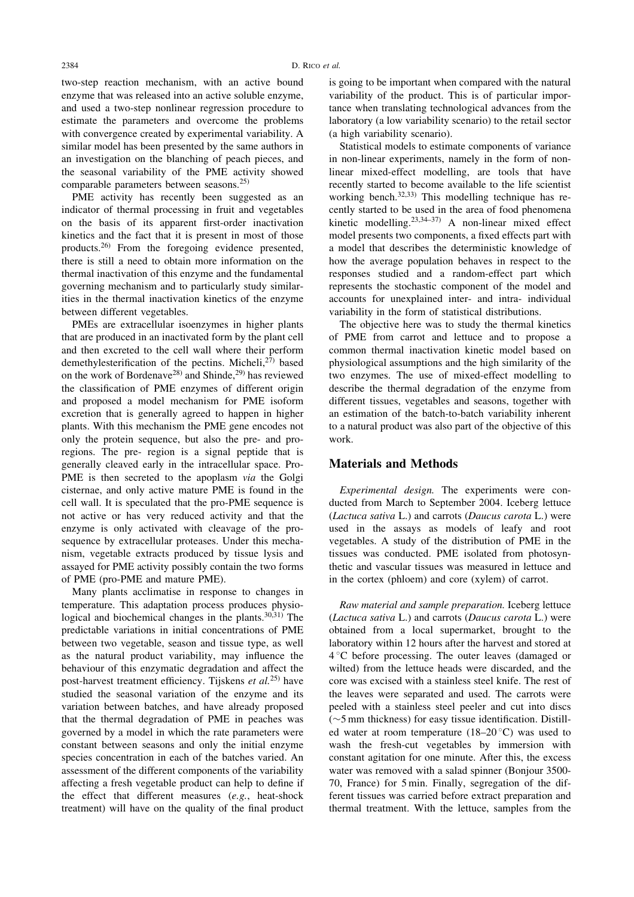two-step reaction mechanism, with an active bound enzyme that was released into an active soluble enzyme, and used a two-step nonlinear regression procedure to estimate the parameters and overcome the problems with convergence created by experimental variability. A similar model has been presented by the same authors in an investigation on the blanching of peach pieces, and the seasonal variability of the PME activity showed comparable parameters between seasons.[25]

PME activity has recently been suggested as an indicator of thermal processing in fruit and vegetables on the basis of its apparent first-order inactivation kinetics and the fact that it is present in most of those products.[26] From the foregoing evidence presented, there is still a need to obtain more information on the thermal inactivation of this enzyme and the fundamental governing mechanism and to particularly study similarities in the thermal inactivation kinetics of the enzyme between different vegetables.

PMEs are extracellular isoenzymes in higher plants that are produced in an inactivated form by the plant cell and then excreted to the cell wall where their perform demethylesterification of the pectins. Micheli,[27] based on the work of Bordenave[28] and Shinde,[29] has reviewed the classification of PME enzymes of different origin and proposed a model mechanism for PME isoform excretion that is generally agreed to happen in higher plants. With this mechanism the PME gene encodes not only the protein sequence, but also the pre- and pro-regions. The pre- region is a signal peptide that is generally cleaved early in the intracellular space. Pro-PME is then secreted to the apoplasm *via* the Golgi cisternae, and only active mature PME is found in the cell wall. It is speculated that the pro-PME sequence is not active or has very reduced activity and that the enzyme is only activated with cleavage of the pro-sequence by extracellular proteases. Under this mechanism, vegetable extracts produced by tissue lysis and assayed for PME activity possibly contain the two forms of PME (pro-PME and mature PME).

Many plants acclimatise in response to changes in temperature. This adaptation process produces physiological and biochemical changes in the plants.[30,31] The predictable variations in initial concentrations of PME between two vegetable, season and tissue type, as well as the natural product variability, may influence the behaviour of this enzymatic degradation and affect the post-harvest treatment efficiency. Tijskens *et al.*[25] have studied the seasonal variation of the enzyme and its variation between batches, and have already proposed that the thermal degradation of PME in peaches was governed by a model in which the rate parameters were constant between seasons and only the initial enzyme species concentration in each of the batches varied. An assessment of the different components of the variability affecting a fresh vegetable product can help to define if the effect that different measures (*e.g.*, heat-shock treatment) will have on the quality of the final product is going to be important when compared with the natural variability of the product. This is of particular importance when translating technological advances from the laboratory (a low variability scenario) to the retail sector (a high variability scenario).

Statistical models to estimate components of variance in non-linear experiments, namely in the form of non-linear mixed-effect modelling, are tools that have recently started to become available to the life scientist working bench.[32,33] This modelling technique has recently started to be used in the area of food phenomena kinetic modelling.[23,34–37] A non-linear mixed effect model presents two components, a fixed effects part with a model that describes the deterministic knowledge of how the average population behaves in respect to the responses studied and a random-effect part which represents the stochastic component of the model and accounts for unexplained inter- and intra- individual variability in the form of statistical distributions.

The objective here was to study the thermal kinetics of PME from carrot and lettuce and to propose a common thermal inactivation kinetic model based on physiological assumptions and the high similarity of the two enzymes. The use of mixed-effect modelling to describe the thermal degradation of the enzyme from different tissues, vegetables and seasons, together with an estimation of the batch-to-batch variability inherent to a natural product was also part of the objective of this work.

## Materials and Methods

*Experimental design.* The experiments were conducted from March to September 2004. Iceberg lettuce (*Lactuca sativa* L.) and carrots (*Daucus carota* L.) were used in the assays as models of leafy and root vegetables. A study of the distribution of PME in the tissues was conducted. PME isolated from photosynthetic and vascular tissues was measured in lettuce and in the cortex (phloem) and core (xylem) of carrot.

*Raw material and sample preparation.* Iceberg lettuce (*Lactuca sativa* L.) and carrots (*Daucus carota* L.) were obtained from a local supermarket, brought to the laboratory within 12 hours after the harvest and stored at 4 °C before processing. The outer leaves (damaged or wilted) from the lettuce heads were discarded, and the core was excised with a stainless steel knife. The rest of the leaves were separated and used. The carrots were peeled with a stainless steel peeler and cut into discs (~5 mm thickness) for easy tissue identification. Distilled water at room temperature (18–20 °C) was used to wash the fresh-cut vegetables by immersion with constant agitation for one minute. After this, the excess water was removed with a salad spinner (Bonjour 3500-70, France) for 5 min. Finally, segregation of the different tissues was carried before extract preparation and thermal treatment. With the lettuce, samples from the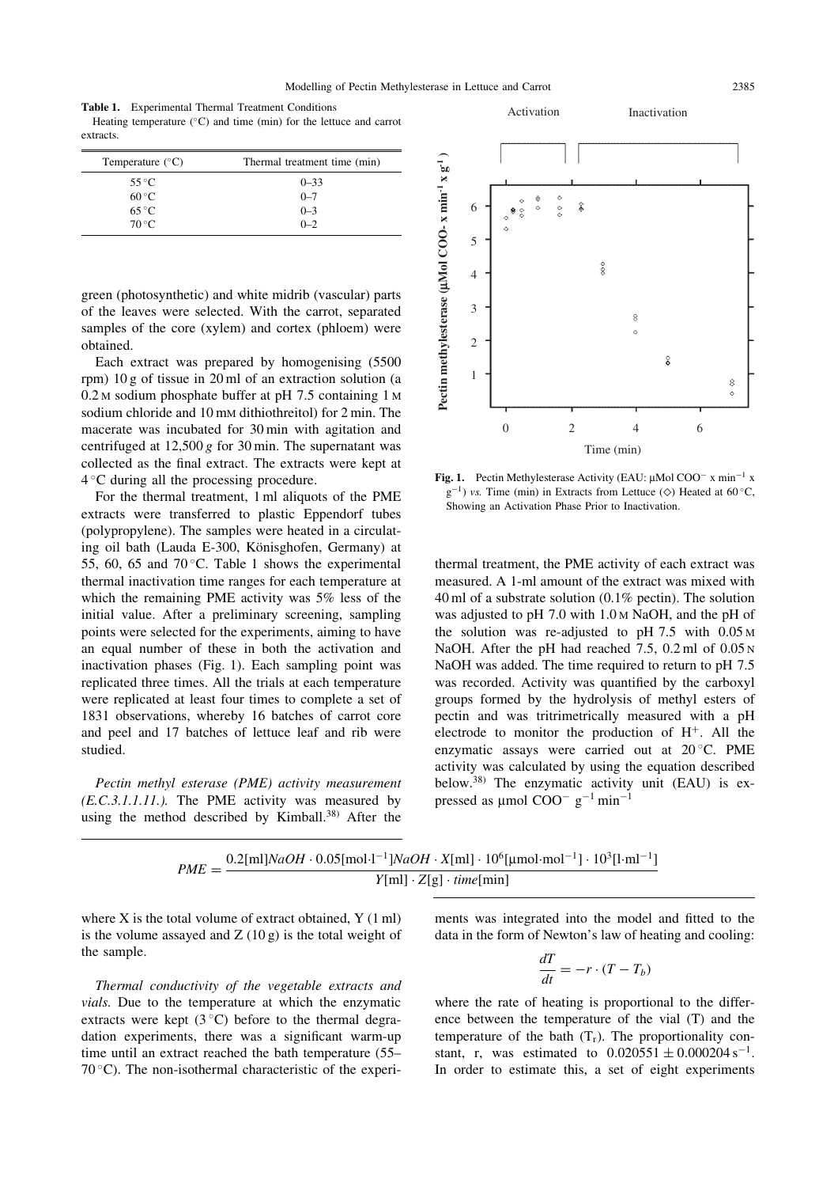**Table 1.** Experimental Thermal Treatment Conditions

Heating temperature (°C) and time (min) for the lettuce and carrot extracts.

| Temperature (°C) | Thermal treatment time (min) |
|---|---|
| 55 °C | 0–33 |
| 60 °C | 0–7 |
| 65 °C | 0–3 |
| 70 °C | 0–2 |

green (photosynthetic) and white midrib (vascular) parts of the leaves were selected. With the carrot, separated samples of the core (xylem) and cortex (phloem) were obtained.

Each extract was prepared by homogenising (5500 rpm) 10 g of tissue in 20 ml of an extraction solution (a 0.2 M sodium phosphate buffer at pH 7.5 containing 1 M sodium chloride and 10 mM dithiothreitol) for 2 min. The macerate was incubated for 30 min with agitation and centrifuged at 12,500 *g* for 30 min. The supernatant was collected as the final extract. The extracts were kept at 4 °C during all the processing procedure.

For the thermal treatment, 1 ml aliquots of the PME extracts were transferred to plastic Eppendorf tubes (polypropylene). The samples were heated in a circulating oil bath (Lauda E-300, Königshofen, Germany) at 55, 60, 65 and 70 °C. Table 1 shows the experimental thermal inactivation time ranges for each temperature at which the remaining PME activity was 5% less of the initial value. After a preliminary screening, sampling points were selected for the experiments, aiming to have an equal number of these in both the activation and inactivation phases (Fig. 1). Each sampling point was replicated three times. All the trials at each temperature were replicated at least four times to complete a set of 1831 observations, whereby 16 batches of carrot core and peel and 17 batches of lettuce leaf and rib were studied.

*Pectin methyl esterase (PME) activity measurement (E.C.3.1.1.11.).* The PME activity was measured by using the method described by Kimball.[38] After the thermal treatment, the PME activity of each extract was measured. A 1-ml amount of the extract was mixed with 40 ml of a substrate solution (0.1% pectin). The solution was adjusted to pH 7.0 with 1.0 M NaOH, and the pH of the solution was re-adjusted to pH 7.5 with 0.05 M NaOH. After the pH had reached 7.5, 0.2 ml of 0.05 N NaOH was added. The time required to return to pH 7.5 was recorded. Activity was quantified by the carboxyl groups formed by the hydrolysis of methyl esters of pectin and was titrimetrically measured with a pH electrode to monitor the production of $H^+$. All the enzymatic assays were carried out at 20 °C. PME activity was calculated by using the equation described below.[38] The enzymatic activity unit (EAU) is expressed as μmol $COO^-$ $g^{-1}$ $min^{-1}$

**Fig. 1.** Pectin Methylesterase Activity (EAU: μMol $COO^-$ x $min^{-1}$ x $g^{-1}$) *vs.* Time (min) in Extracts from Lettuce (◇) Heated at 60 °C, Showing an Activation Phase Prior to Inactivation.

$$PME = \frac{0.2[\text{ml}]NaOH \cdot 0.05[\text{mol}\cdot\text{l}^{-1}]NaOH \cdot X[\text{ml}] \cdot 10^6[\mu\text{mol}\cdot\text{mol}^{-1}] \cdot 10^3[\text{l}\cdot\text{ml}^{-1}]}{Y[\text{ml}] \cdot Z[\text{g}] \cdot time[\text{min}]}$$

where X is the total volume of extract obtained, Y (1 ml) is the volume assayed and Z (10 g) is the total weight of the sample.

*Thermal conductivity of the vegetable extracts and vials.* Due to the temperature at which the enzymatic extracts were kept (3 °C) before to the thermal degradation experiments, there was a significant warm-up time until an extract reached the bath temperature (55–70 °C). The non-isothermal characteristic of the experiments was integrated into the model and fitted to the data in the form of Newton's law of heating and cooling:

$$\frac{dT}{dt} = -r \cdot (T - T_b)$$

where the rate of heating is proportional to the difference between the temperature of the vial (T) and the temperature of the bath ($T_r$). The proportionality constant, r, was estimated to $0.020551 \pm 0.000204\,s^{-1}$. In order to estimate this, a set of eight experiments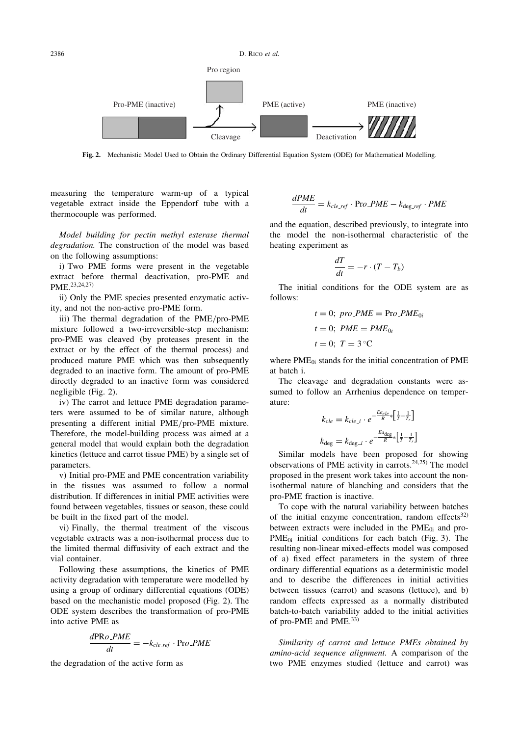Pro region

Pro-PME (inactive) — Cleavage → PME (active) — Deactivation → PME (inactive)

**Fig. 2.** Mechanistic Model Used to Obtain the Ordinary Differential Equation System (ODE) for Mathematical Modelling.

measuring the temperature warm-up of a typical vegetable extract inside the Eppendorf tube with a thermocouple was performed.

*Model building for pectin methyl esterase thermal degradation.* The construction of the model was based on the following assumptions:

i) Two PME forms were present in the vegetable extract before thermal deactivation, pro-PME and PME.[23,24,27)]

ii) Only the PME species presented enzymatic activity, and not the non-active pro-PME form.

iii) The thermal degradation of the PME/pro-PME mixture followed a two-irreversible-step mechanism: pro-PME was cleaved (by proteases present in the extract or by the effect of the thermal process) and produced mature PME which was then subsequently degraded to an inactive form. The amount of pro-PME directly degraded to an inactive form was considered negligible (Fig. 2).

iv) The carrot and lettuce PME degradation parameters were assumed to be of similar nature, although presenting a different initial PME/pro-PME mixture. Therefore, the model-building process was aimed at a general model that would explain both the degradation kinetics (lettuce and carrot tissue PME) by a single set of parameters.

v) Initial pro-PME and PME concentration variability in the tissues was assumed to follow a normal distribution. If differences in initial PME activities were found between vegetables, tissues or season, these could be built in the fixed part of the model.

vi) Finally, the thermal treatment of the viscous vegetable extracts was a non-isothermal process due to the limited thermal diffusivity of each extract and the vial container.

Following these assumptions, the kinetics of PME activity degradation with temperature were modelled by using a group of ordinary differential equations (ODE) based on the mechanistic model proposed (Fig. 2). The ODE system describes the transformation of pro-PME into active PME as

$$\frac{d\mathrm{PR}o\_PME}{dt} = -k_{cle\_ref} \cdot \mathrm{Pro}\_PME$$

the degradation of the active form as

$$\frac{dPME}{dt} = k_{cle\_ref} \cdot \mathrm{Pro}\_PME - k_{\deg\_ref} \cdot PME$$

and the equation, described previously, to integrate into the model the non-isothermal characteristic of the heating experiment as

$$\frac{dT}{dt} = -r \cdot (T - T_b)$$

The initial conditions for the ODE system are as follows:

$$t = 0;\ pro\_PME = \mathrm{Pro}\_PME_{0i}$$

$$t = 0;\ PME = PME_{0i}$$

$$t = 0;\ T = 3\,^{\circ}\mathrm{C}$$

where $\mathrm{PME}_{0i}$ stands for the initial concentration of PME at batch i.

The cleavage and degradation constants were assumed to follow an Arrhenius dependence on temperature:

$$k_{cle} = k_{cle\_i} \cdot e^{-\frac{Ea_{cle}}{R} * \left[\frac{1}{T} - \frac{1}{T_r}\right]}$$

$$k_{\deg} = k_{\deg\_i} \cdot e^{-\frac{Ea_{\deg}}{R} * \left[\frac{1}{T} - \frac{1}{T_r}\right]}$$

Similar models have been proposed for showing observations of PME activity in carrots.[24,25)] The model proposed in the present work takes into account the non-isothermal nature of blanching and considers that the pro-PME fraction is inactive.

To cope with the natural variability between batches of the initial enzyme concentration, random effects[32)] between extracts were included in the $\mathrm{PME}_{0i}$ and pro-$\mathrm{PME}_{0i}$ initial conditions for each batch (Fig. 3). The resulting non-linear mixed-effects model was composed of a) fixed effect parameters in the system of three ordinary differential equations as a deterministic model and to describe the differences in initial activities between tissues (carrot) and seasons (lettuce), and b) random effects expressed as a normally distributed batch-to-batch variability added to the initial activities of pro-PME and PME.[33)]

*Similarity of carrot and lettuce PMEs obtained by amino-acid sequence alignment.* A comparison of the two PME enzymes studied (lettuce and carrot) was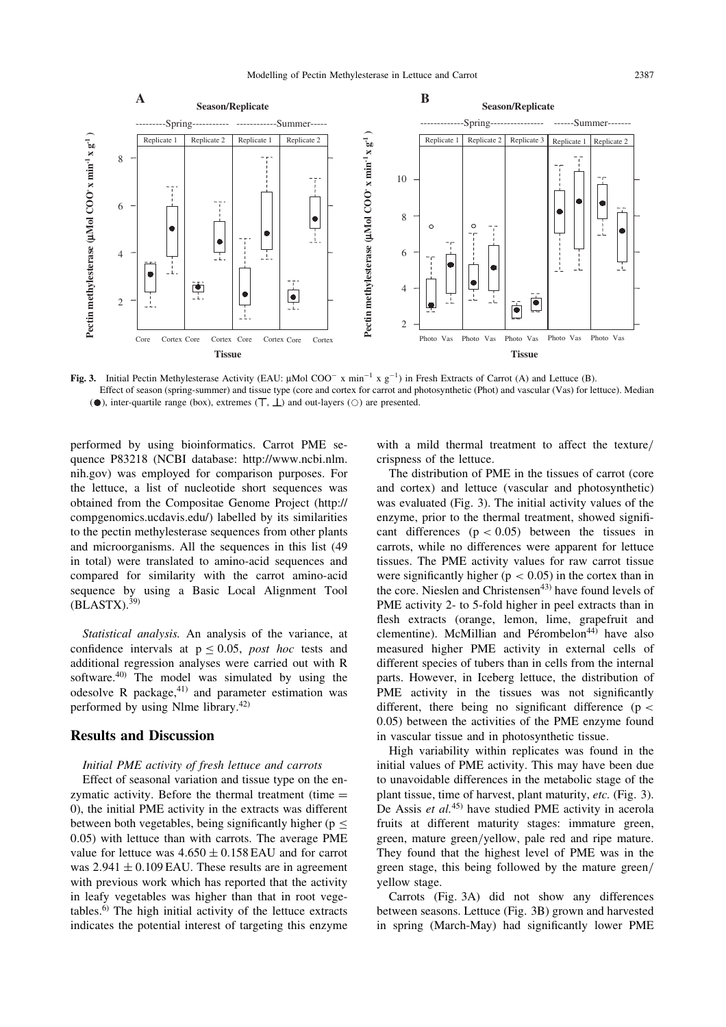**Fig. 3.** Initial Pectin Methylesterase Activity (EAU: μMol $COO^-$ x $min^{-1}$ x $g^{-1}$) in Fresh Extracts of Carrot (A) and Lettuce (B).
Effect of season (spring-summer) and tissue type (core and cortex for carrot and photosynthetic (Phot) and vascular (Vas) for lettuce). Median (●), inter-quartile range (box), extremes (⊤, ⊥) and out-layers (○) are presented.

performed by using bioinformatics. Carrot PME sequence P83218 (NCBI database: http://www.ncbi.nlm.nih.gov) was employed for comparison purposes. For the lettuce, a list of nucleotide short sequences was obtained from the Compositae Genome Project (http://compgenomics.ucdavis.edu/) labelled by its similarities to the pectin methylesterase sequences from other plants and microorganisms. All the sequences in this list (49 in total) were translated to amino-acid sequences and compared for similarity with the carrot amino-acid sequence by using a Basic Local Alignment Tool (BLASTX).[39]

*Statistical analysis.* An analysis of the variance, at confidence intervals at $p \leq 0.05$, *post hoc* tests and additional regression analyses were carried out with R software.[40] The model was simulated by using the odesolve R package,[41] and parameter estimation was performed by using Nlme library.[42]

## Results and Discussion

*Initial PME activity of fresh lettuce and carrots*

Effect of seasonal variation and tissue type on the enzymatic activity. Before the thermal treatment (time = 0), the initial PME activity in the extracts was different between both vegetables, being significantly higher ($p \leq 0.05$) with lettuce than with carrots. The average PME value for lettuce was $4.650 \pm 0.158$ EAU and for carrot was $2.941 \pm 0.109$ EAU. These results are in agreement with previous work which has reported that the activity in leafy vegetables was higher than that in root vegetables.[6] The high initial activity of the lettuce extracts indicates the potential interest of targeting this enzyme with a mild thermal treatment to affect the texture/crispness of the lettuce.

The distribution of PME in the tissues of carrot (core and cortex) and lettuce (vascular and photosynthetic) was evaluated (Fig. 3). The initial activity values of the enzyme, prior to the thermal treatment, showed significant differences ($p < 0.05$) between the tissues in carrots, while no differences were apparent for lettuce tissues. The PME activity values for raw carrot tissue were significantly higher ($p < 0.05$) in the cortex than in the core. Nieslen and Christensen[43] have found levels of PME activity 2- to 5-fold higher in peel extracts than in flesh extracts (orange, lemon, lime, grapefruit and clementine). McMillian and Pérombelon[44] have also measured higher PME activity in external cells of different species of tubers than in cells from the internal parts. However, in Iceberg lettuce, the distribution of PME activity in the tissues was not significantly different, there being no significant difference ($p < 0.05$) between the activities of the PME enzyme found in vascular tissue and in photosynthetic tissue.

High variability within replicates was found in the initial values of PME activity. This may have been due to unavoidable differences in the metabolic stage of the plant tissue, time of harvest, plant maturity, *etc.* (Fig. 3). De Assis *et al.*[45] have studied PME activity in acerola fruits at different maturity stages: immature green, green, mature green/yellow, pale red and ripe mature. They found that the highest level of PME was in the green stage, this being followed by the mature green/yellow stage.

Carrots (Fig. 3A) did not show any differences between seasons. Lettuce (Fig. 3B) grown and harvested in spring (March-May) had significantly lower PME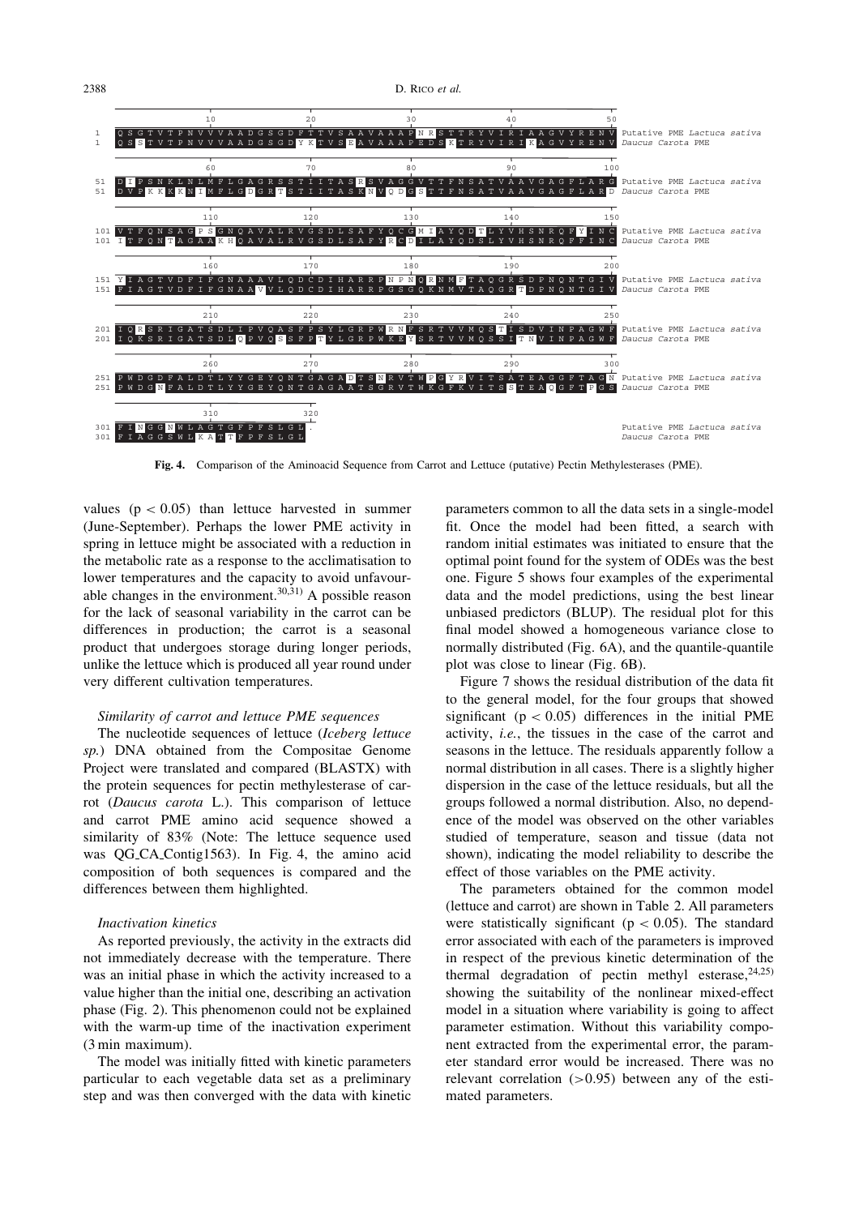```
                10        20        30        40        50
  1  QSGTVTPNVVVAADGSGDFTTVSAAVAAAPNRSTTRYVIRIAAGVYRENV  Putative PME Lactuca sativa
  1  QSSTVTPNVVVAADGSGDYKTVSEAVAAAPEDSKTRYVIRIKAGVYRENV  Daucus Carota PME

                60        70        80        90       100
 51  DIPSNKLNLMFLGAGRSSTIITASRSVAGGVTTFNSATVAAVGAGFLARG  Putative PME Lactuca sativa
 51  DVPKKKKNIMFLGDGRTSTIITASKNVQDGSTTFNSATVAAVGAGFLARD  Daucus Carota PME

               110       120       130       140       150
101  VTFQNSAGPSGNQAVALRVGSDLSAFYQCGMIAYQDTLYVHSNRQFYINC  Putative PME Lactuca sativa
101  ITFQNTAGAAKHQAVALRVGSDLSAFYRCDILAYQDSLYVHSNRQFFINC  Daucus Carota PME

               160       170       180       190       200
151  YIAGTVDFIFGNAAAVLQDCDIHARRPNPNQRNMFTAQGRSDPNQNTGIV  Putative PME Lactuca sativa
151  FIAGTVDFIFGNAAVVLQDCDIHARRPGSGQKNMVTAQGRTDPNQNTGIV  Daucus Carota PME

               210       220       230       240       250
201  IQRSRIGATSDLIPVQASFPSYLGRPWRNFSRTVVMQSTISDVINPAGWF  Putative PME Lactuca sativa
201  IQKSRIGATSDLQPVQSSFPTYLGRPWKEYSRTVVMQSSITNVINPAGWF  Daucus Carota PME

               260       270       280       290       300
251  PWDGDFALDTLYYGEYQNTGAGADTSNRVTWPGYRVITSATEAGGFTAGN  Putative PME Lactuca sativa
251  PWDGNFALDTLYYGEYQNTGAGAATSGRVTWKGFKVITSSTEAQGFTPGS  Daucus Carota PME

               310       320
301  FINGGNWLAGTGFPFSLGL.                                Putative PME Lactuca sativa
301  FIAGGSWLKATTFPFSLGL                                 Daucus Carota PME
```

**Fig. 4.** Comparison of the Aminoacid Sequence from Carrot and Lettuce (putative) Pectin Methylesterases (PME).

values ($p < 0.05$) than lettuce harvested in summer (June-September). Perhaps the lower PME activity in spring in lettuce might be associated with a reduction in the metabolic rate as a response to the acclimatisation to lower temperatures and the capacity to avoid unfavourable changes in the environment.[30,31] A possible reason for the lack of seasonal variability in the carrot can be differences in production; the carrot is a seasonal product that undergoes storage during longer periods, unlike the lettuce which is produced all year round under very different cultivation temperatures.

### *Similarity of carrot and lettuce PME sequences*

The nucleotide sequences of lettuce (*Iceberg lettuce sp.*) DNA obtained from the Compositae Genome Project were translated and compared (BLASTX) with the protein sequences for pectin methylesterase of carrot (*Daucus carota* L.). This comparison of lettuce and carrot PME amino acid sequence showed a similarity of 83% (Note: The lettuce sequence used was QG_CA_Contig1563). In Fig. 4, the amino acid composition of both sequences is compared and the differences between them highlighted.

### *Inactivation kinetics*

As reported previously, the activity in the extracts did not immediately decrease with the temperature. There was an initial phase in which the activity increased to a value higher than the initial one, describing an activation phase (Fig. 2). This phenomenon could not be explained with the warm-up time of the inactivation experiment (3 min maximum).

The model was initially fitted with kinetic parameters particular to each vegetable data set as a preliminary step and was then converged with the data with kinetic parameters common to all the data sets in a single-model fit. Once the model had been fitted, a search with random initial estimates was initiated to ensure that the optimal point found for the system of ODEs was the best one. Figure 5 shows four examples of the experimental data and the model predictions, using the best linear unbiased predictors (BLUP). The residual plot for this final model showed a homogeneous variance close to normally distributed (Fig. 6A), and the quantile-quantile plot was close to linear (Fig. 6B).

Figure 7 shows the residual distribution of the data fit to the general model, for the four groups that showed significant ($p < 0.05$) differences in the initial PME activity, *i.e.*, the tissues in the case of the carrot and seasons in the lettuce. The residuals apparently follow a normal distribution in all cases. There is a slightly higher dispersion in the case of the lettuce residuals, but all the groups followed a normal distribution. Also, no dependence of the model was observed on the other variables studied of temperature, season and tissue (data not shown), indicating the model reliability to describe the effect of those variables on the PME activity.

The parameters obtained for the common model (lettuce and carrot) are shown in Table 2. All parameters were statistically significant ($p < 0.05$). The standard error associated with each of the parameters is improved in respect of the previous kinetic determination of the thermal degradation of pectin methyl esterase,[24,25] showing the suitability of the nonlinear mixed-effect model in a situation where variability is going to affect parameter estimation. Without this variability component extracted from the experimental error, the parameter standard error would be increased. There was no relevant correlation ($>0.95$) between any of the estimated parameters.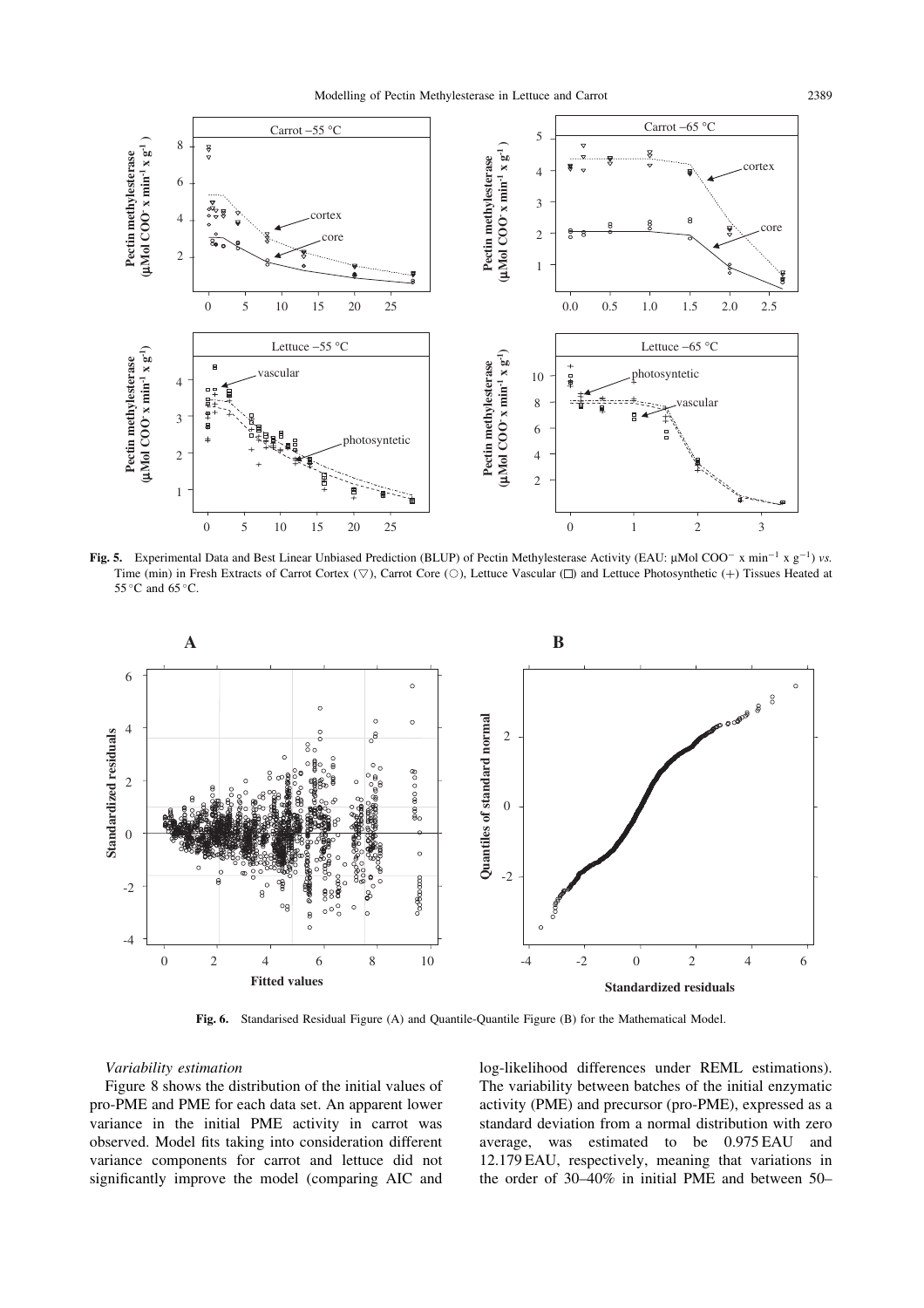**Fig. 5.** Experimental Data and Best Linear Unbiased Prediction (BLUP) of Pectin Methylesterase Activity (EAU: µMol $COO^-$ x $min^{-1}$ x $g^{-1}$) *vs.* Time (min) in Fresh Extracts of Carrot Cortex (▽), Carrot Core (○), Lettuce Vascular (□) and Lettuce Photosynthetic (+) Tissues Heated at 55 °C and 65 °C.

**Fig. 6.** Standarised Residual Figure (A) and Quantile-Quantile Figure (B) for the Mathematical Model.

*Variability estimation*

Figure 8 shows the distribution of the initial values of pro-PME and PME for each data set. An apparent lower variance in the initial PME activity in carrot was observed. Model fits taking into consideration different variance components for carrot and lettuce did not significantly improve the model (comparing AIC and log-likelihood differences under REML estimations). The variability between batches of the initial enzymatic activity (PME) and precursor (pro-PME), expressed as a standard deviation from a normal distribution with zero average, was estimated to be 0.975 EAU and 12.179 EAU, respectively, meaning that variations in the order of 30–40% in initial PME and between 50–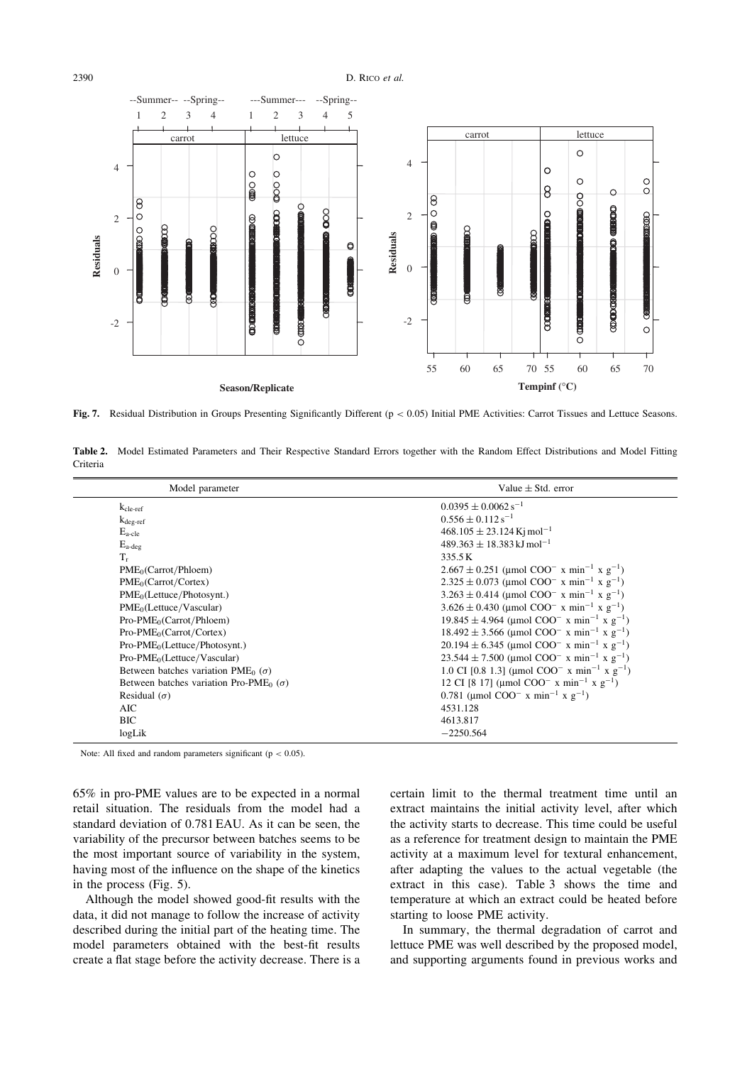**Fig. 7.** Residual Distribution in Groups Presenting Significantly Different ($p < 0.05$) Initial PME Activities: Carrot Tissues and Lettuce Seasons.

**Table 2.** Model Estimated Parameters and Their Respective Standard Errors together with the Random Effect Distributions and Model Fitting Criteria

| Model parameter | Value ± Std. error |
|---|---|
| $k_{cle\text{-}ref}$ | $0.0395 \pm 0.0062\,s^{-1}$ |
| $k_{deg\text{-}ref}$ | $0.556 \pm 0.112\,s^{-1}$ |
| $E_{a\text{-}cle}$ | $468.105 \pm 23.124$ Kj mol$^{-1}$ |
| $E_{a\text{-}deg}$ | $489.363 \pm 18.383$ kJ mol$^{-1}$ |
| $T_r$ | 335.5 K |
| $PME_0$(Carrot/Phloem) | $2.667 \pm 0.251$ (μmol $COO^-$ x min$^{-1}$ x g$^{-1}$) |
| $PME_0$(Carrot/Cortex) | $2.325 \pm 0.073$ (μmol $COO^-$ x min$^{-1}$ x g$^{-1}$) |
| $PME_0$(Lettuce/Photosynt.) | $3.263 \pm 0.414$ (μmol $COO^-$ x min$^{-1}$ x g$^{-1}$) |
| $PME_0$(Lettuce/Vascular) | $3.626 \pm 0.430$ (μmol $COO^-$ x min$^{-1}$ x g$^{-1}$) |
| Pro-$PME_0$(Carrot/Phloem) | $19.845 \pm 4.964$ (μmol $COO^-$ x min$^{-1}$ x g$^{-1}$) |
| Pro-$PME_0$(Carrot/Cortex) | $18.492 \pm 3.566$ (μmol $COO^-$ x min$^{-1}$ x g$^{-1}$) |
| Pro-$PME_0$(Lettuce/Photosynt.) | $20.194 \pm 6.345$ (μmol $COO^-$ x min$^{-1}$ x g$^{-1}$) |
| Pro-$PME_0$(Lettuce/Vascular) | $23.544 \pm 7.500$ (μmol $COO^-$ x min$^{-1}$ x g$^{-1}$) |
| Between batches variation $PME_0$ ($\sigma$) | 1.0 CI [0.8 1.3] (μmol $COO^-$ x min$^{-1}$ x g$^{-1}$) |
| Between batches variation Pro-$PME_0$ ($\sigma$) | 12 CI [8 17] (μmol $COO^-$ x min$^{-1}$ x g$^{-1}$) |
| Residual ($\sigma$) | 0.781 (μmol $COO^-$ x min$^{-1}$ x g$^{-1}$) |
| AIC | 4531.128 |
| BIC | 4613.817 |
| logLik | −2250.564 |

Note: All fixed and random parameters significant ($p < 0.05$).

65% in pro-PME values are to be expected in a normal retail situation. The residuals from the model had a standard deviation of 0.781 EAU. As it can be seen, the variability of the precursor between batches seems to be the most important source of variability in the system, having most of the influence on the shape of the kinetics in the process (Fig. 5).

Although the model showed good-fit results with the data, it did not manage to follow the increase of activity described during the initial part of the heating time. The model parameters obtained with the best-fit results create a flat stage before the activity decrease. There is a certain limit to the thermal treatment time until an extract maintains the initial activity level, after which the activity starts to decrease. This time could be useful as a reference for treatment design to maintain the PME activity at a maximum level for textural enhancement, after adapting the values to the actual vegetable (the extract in this case). Table 3 shows the time and temperature at which an extract could be heated before starting to loose PME activity.

In summary, the thermal degradation of carrot and lettuce PME was well described by the proposed model, and supporting arguments found in previous works and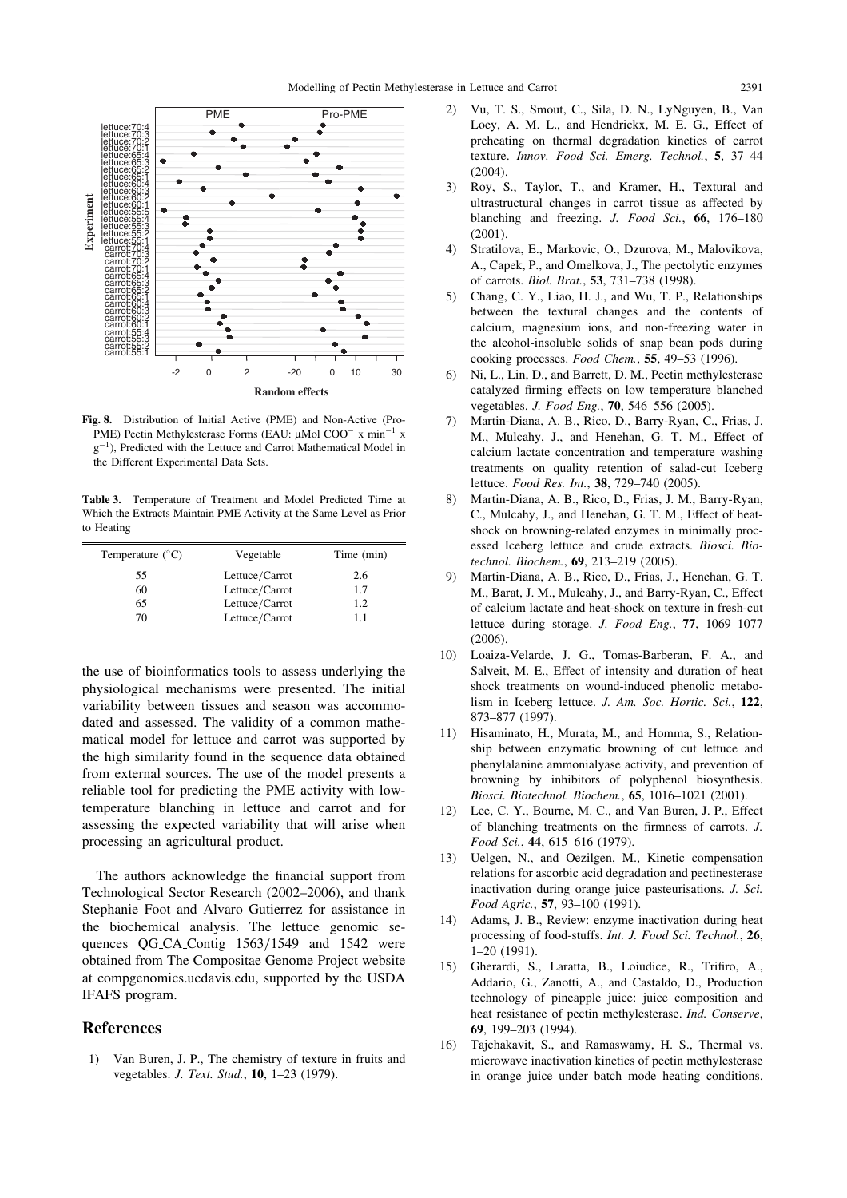Fig. 8. Distribution of Initial Active (PME) and Non-Active (Pro-PME) Pectin Methylesterase Forms (EAU: µMol COO$^{-}$ x min$^{-1}$ x g$^{-1}$), Predicted with the Lettuce and Carrot Mathematical Model in the Different Experimental Data Sets.

Table 3. Temperature of Treatment and Model Predicted Time at Which the Extracts Maintain PME Activity at the Same Level as Prior to Heating

| Temperature (°C) | Vegetable | Time (min) |
|---|---|---|
| 55 | Lettuce/Carrot | 2.6 |
| 60 | Lettuce/Carrot | 1.7 |
| 65 | Lettuce/Carrot | 1.2 |
| 70 | Lettuce/Carrot | 1.1 |

the use of bioinformatics tools to assess underlying the physiological mechanisms were presented. The initial variability between tissues and season was accommodated and assessed. The validity of a common mathematical model for lettuce and carrot was supported by the high similarity found in the sequence data obtained from external sources. The use of the model presents a reliable tool for predicting the PME activity with low-temperature blanching in lettuce and carrot and for assessing the expected variability that will arise when processing an agricultural product.

The authors acknowledge the financial support from Technological Sector Research (2002–2006), and thank Stephanie Foot and Alvaro Gutierrez for assistance in the biochemical analysis. The lettuce genomic sequences QG_CA_Contig 1563/1549 and 1542 were obtained from The Compositae Genome Project website at compgenomics.ucdavis.edu, supported by the USDA IFAFS program.

## References

1) Van Buren, J. P., The chemistry of texture in fruits and vegetables. *J. Text. Stud.*, **10**, 1–23 (1979).
2) Vu, T. S., Smout, C., Sila, D. N., LyNguyen, B., Van Loey, A. M. L., and Hendrickx, M. E. G., Effect of preheating on thermal degradation kinetics of carrot texture. *Innov. Food Sci. Emerg. Technol.*, **5**, 37–44 (2004).
3) Roy, S., Taylor, T., and Kramer, H., Textural and ultrastructural changes in carrot tissue as affected by blanching and freezing. *J. Food Sci.*, **66**, 176–180 (2001).
4) Stratilova, E., Markovic, O., Dzurova, M., Malovikova, A., Capek, P., and Omelkova, J., The pectolytic enzymes of carrots. *Biol. Brat.*, **53**, 731–738 (1998).
5) Chang, C. Y., Liao, H. J., and Wu, T. P., Relationships between the textural changes and the contents of calcium, magnesium ions, and non-freezing water in the alcohol-insoluble solids of snap bean pods during cooking processes. *Food Chem.*, **55**, 49–53 (1996).
6) Ni, L., Lin, D., and Barrett, D. M., Pectin methylesterase catalyzed firming effects on low temperature blanched vegetables. *J. Food Eng.*, **70**, 546–556 (2005).
7) Martin-Diana, A. B., Rico, D., Barry-Ryan, C., Frias, J. M., Mulcahy, J., and Henehan, G. T. M., Effect of calcium lactate concentration and temperature washing treatments on quality retention of salad-cut Iceberg lettuce. *Food Res. Int.*, **38**, 729–740 (2005).
8) Martin-Diana, A. B., Rico, D., Frias, J. M., Barry-Ryan, C., Mulcahy, J., and Henehan, G. T. M., Effect of heat-shock on browning-related enzymes in minimally processed Iceberg lettuce and crude extracts. *Biosci. Biotechnol. Biochem.*, **69**, 213–219 (2005).
9) Martin-Diana, A. B., Rico, D., Frias, J., Henehan, G. T. M., Barat, J. M., Mulcahy, J., and Barry-Ryan, C., Effect of calcium lactate and heat-shock on texture in fresh-cut lettuce during storage. *J. Food Eng.*, **77**, 1069–1077 (2006).
10) Loaiza-Velarde, J. G., Tomas-Barberan, F. A., and Salveit, M. E., Effect of intensity and duration of heat shock treatments on wound-induced phenolic metabolism in Iceberg lettuce. *J. Am. Soc. Hortic. Sci.*, **122**, 873–877 (1997).
11) Hisaminato, H., Murata, M., and Homma, S., Relationship between enzymatic browning of cut lettuce and phenylalanine ammonialyase activity, and prevention of browning by inhibitors of polyphenol biosynthesis. *Biosci. Biotechnol. Biochem.*, **65**, 1016–1021 (2001).
12) Lee, C. Y., Bourne, M. C., and Van Buren, J. P., Effect of blanching treatments on the firmness of carrots. *J. Food Sci.*, **44**, 615–616 (1979).
13) Uelgen, N., and Oezilgen, M., Kinetic compensation relations for ascorbic acid degradation and pectinesterase inactivation during orange juice pasteurisations. *J. Sci. Food Agric.*, **57**, 93–100 (1991).
14) Adams, J. B., Review: enzyme inactivation during heat processing of food-stuffs. *Int. J. Food Sci. Technol.*, **26**, 1–20 (1991).
15) Gherardi, S., Laratta, B., Loiudice, R., Trifiro, A., Addario, G., Zanotti, A., and Castaldo, D., Production technology of pineapple juice: juice composition and heat resistance of pectin methylesterase. *Ind. Conserve*, **69**, 199–203 (1994).
16) Tajchakavit, S., and Ramaswamy, H. S., Thermal vs. microwave inactivation kinetics of pectin methylesterase in orange juice under batch mode heating conditions.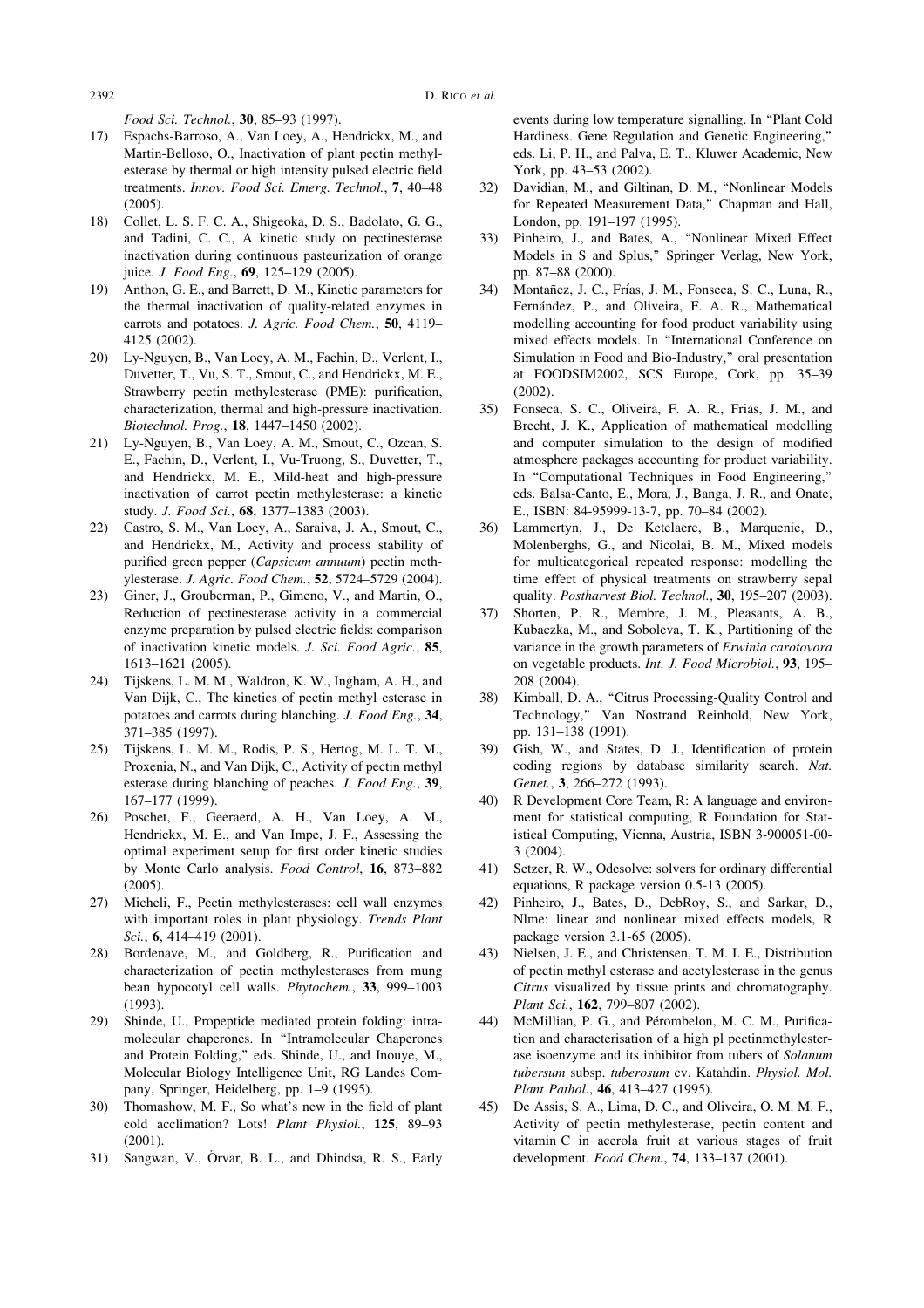*Food Sci. Technol.*, **30**, 85–93 (1997).

17) Espachs-Barroso, A., Van Loey, A., Hendrickx, M., and Martin-Belloso, O., Inactivation of plant pectin methylesterase by thermal or high intensity pulsed electric field treatments. *Innov. Food Sci. Emerg. Technol.*, **7**, 40–48 (2005).
18) Collet, L. S. F. C. A., Shigeoka, D. S., Badolato, G. G., and Tadini, C. C., A kinetic study on pectinesterase inactivation during continuous pasteurization of orange juice. *J. Food Eng.*, **69**, 125–129 (2005).
19) Anthon, G. E., and Barrett, D. M., Kinetic parameters for the thermal inactivation of quality-related enzymes in carrots and potatoes. *J. Agric. Food Chem.*, **50**, 4119–4125 (2002).
20) Ly-Nguyen, B., Van Loey, A. M., Fachin, D., Verlent, I., Duvetter, T., Vu, S. T., Smout, C., and Hendrickx, M. E., Strawberry pectin methylesterase (PME): purification, characterization, thermal and high-pressure inactivation. *Biotechnol. Prog.*, **18**, 1447–1450 (2002).
21) Ly-Nguyen, B., Van Loey, A. M., Smout, C., Ozcan, S. E., Fachin, D., Verlent, I., Vu-Truong, S., Duvetter, T., and Hendrickx, M. E., Mild-heat and high-pressure inactivation of carrot pectin methylesterase: a kinetic study. *J. Food Sci.*, **68**, 1377–1383 (2003).
22) Castro, S. M., Van Loey, A., Saraiva, J. A., Smout, C., and Hendrickx, M., Activity and process stability of purified green pepper (*Capsicum annuum*) pectin methylesterase. *J. Agric. Food Chem.*, **52**, 5724–5729 (2004).
23) Giner, J., Grouberman, P., Gimeno, V., and Martin, O., Reduction of pectinesterase activity in a commercial enzyme preparation by pulsed electric fields: comparison of inactivation kinetic models. *J. Sci. Food Agric.*, **85**, 1613–1621 (2005).
24) Tijskens, L. M. M., Waldron, K. W., Ingham, A. H., and Van Dijk, C., The kinetics of pectin methyl esterase in potatoes and carrots during blanching. *J. Food Eng.*, **34**, 371–385 (1997).
25) Tijskens, L. M. M., Rodis, P. S., Hertog, M. L. T. M., Proxenia, N., and Van Dijk, C., Activity of pectin methyl esterase during blanching of peaches. *J. Food Eng.*, **39**, 167–177 (1999).
26) Poschet, F., Geeraerd, A. H., Van Loey, A. M., Hendrickx, M. E., and Van Impe, J. F., Assessing the optimal experiment setup for first order kinetic studies by Monte Carlo analysis. *Food Control*, **16**, 873–882 (2005).
27) Micheli, F., Pectin methylesterases: cell wall enzymes with important roles in plant physiology. *Trends Plant Sci.*, **6**, 414–419 (2001).
28) Bordenave, M., and Goldberg, R., Purification and characterization of pectin methylesterases from mung bean hypocotyl cell walls. *Phytochem.*, **33**, 999–1003 (1993).
29) Shinde, U., Propeptide mediated protein folding: intramolecular chaperones. In "Intramolecular Chaperones and Protein Folding," eds. Shinde, U., and Inouye, M., Molecular Biology Intelligence Unit, RG Landes Company, Springer, Heidelberg, pp. 1–9 (1995).
30) Thomashow, M. F., So what's new in the field of plant cold acclimation? Lots! *Plant Physiol.*, **125**, 89–93 (2001).
31) Sangwan, V., Örvar, B. L., and Dhindsa, R. S., Early events during low temperature signalling. In "Plant Cold Hardiness. Gene Regulation and Genetic Engineering," eds. Li, P. H., and Palva, E. T., Kluwer Academic, New York, pp. 43–53 (2002).
32) Davidian, M., and Giltinan, D. M., "Nonlinear Models for Repeated Measurement Data," Chapman and Hall, London, pp. 191–197 (1995).
33) Pinheiro, J., and Bates, A., "Nonlinear Mixed Effect Models in S and Splus," Springer Verlag, New York, pp. 87–88 (2000).
34) Montañez, J. C., Frías, J. M., Fonseca, S. C., Luna, R., Fernández, P., and Oliveira, F. A. R., Mathematical modelling accounting for food product variability using mixed effects models. In "International Conference on Simulation in Food and Bio-Industry," oral presentation at FOODSIM2002, SCS Europe, Cork, pp. 35–39 (2002).
35) Fonseca, S. C., Oliveira, F. A. R., Frias, J. M., and Brecht, J. K., Application of mathematical modelling and computer simulation to the design of modified atmosphere packages accounting for product variability. In "Computational Techniques in Food Engineering," eds. Balsa-Canto, E., Mora, J., Banga, J. R., and Onate, E., ISBN: 84-95999-13-7, pp. 70–84 (2002).
36) Lammertyn, J., De Ketelaere, B., Marquenie, D., Molenberghs, G., and Nicolai, B. M., Mixed models for multicategorical repeated response: modelling the time effect of physical treatments on strawberry sepal quality. *Postharvest Biol. Technol.*, **30**, 195–207 (2003).
37) Shorten, P. R., Membre, J. M., Pleasants, A. B., Kubaczka, M., and Soboleva, T. K., Partitioning of the variance in the growth parameters of *Erwinia carotovora* on vegetable products. *Int. J. Food Microbiol.*, **93**, 195–208 (2004).
38) Kimball, D. A., "Citrus Processing-Quality Control and Technology," Van Nostrand Reinhold, New York, pp. 131–138 (1991).
39) Gish, W., and States, D. J., Identification of protein coding regions by database similarity search. *Nat. Genet.*, **3**, 266–272 (1993).
40) R Development Core Team, R: A language and environment for statistical computing, R Foundation for Statistical Computing, Vienna, Austria, ISBN 3-900051-00-3 (2004).
41) Setzer, R. W., Odesolve: solvers for ordinary differential equations, R package version 0.5-13 (2005).
42) Pinheiro, J., Bates, D., DebRoy, S., and Sarkar, D., Nlme: linear and nonlinear mixed effects models, R package version 3.1-65 (2005).
43) Nielsen, J. E., and Christensen, T. M. I. E., Distribution of pectin methyl esterase and acetylesterase in the genus *Citrus* visualized by tissue prints and chromatography. *Plant Sci.*, **162**, 799–807 (2002).
44) McMillian, P. G., and Pérombelon, M. C. M., Purification and characterisation of a high pI pectinmethylesterase isoenzyme and its inhibitor from tubers of *Solanum tubersum* subsp. *tuberosum* cv. Katahdin. *Physiol. Mol. Plant Pathol.*, **46**, 413–427 (1995).
45) De Assis, S. A., Lima, D. C., and Oliveira, O. M. M. F., Activity of pectin methylesterase, pectin content and vitamin C in acerola fruit at various stages of fruit development. *Food Chem.*, **74**, 133–137 (2001).